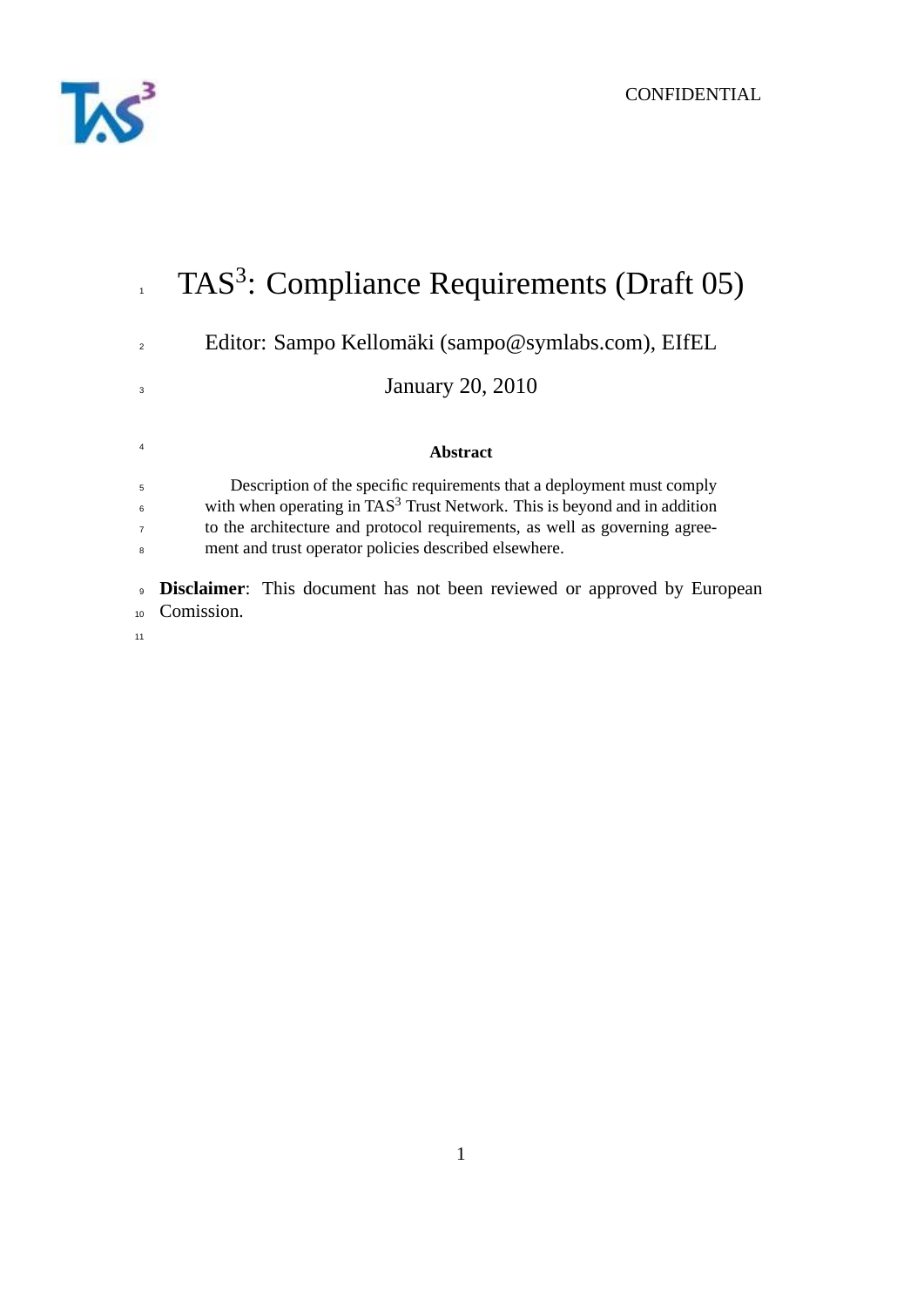CONFIDENTIAL

# TAS$^3$: Compliance Requirements (Draft 05)

Editor: Sampo Kellomäki (sampo@symlabs.com), EIfEL

January 20, 2010

**Abstract**

Description of the specific requirements that a deployment must comply with when operating in TAS$^3$ Trust Network. This is beyond and in addition to the architecture and protocol requirements, as well as governing agreement and trust operator policies described elsewhere.

**Disclaimer**: This document has not been reviewed or approved by European Comission.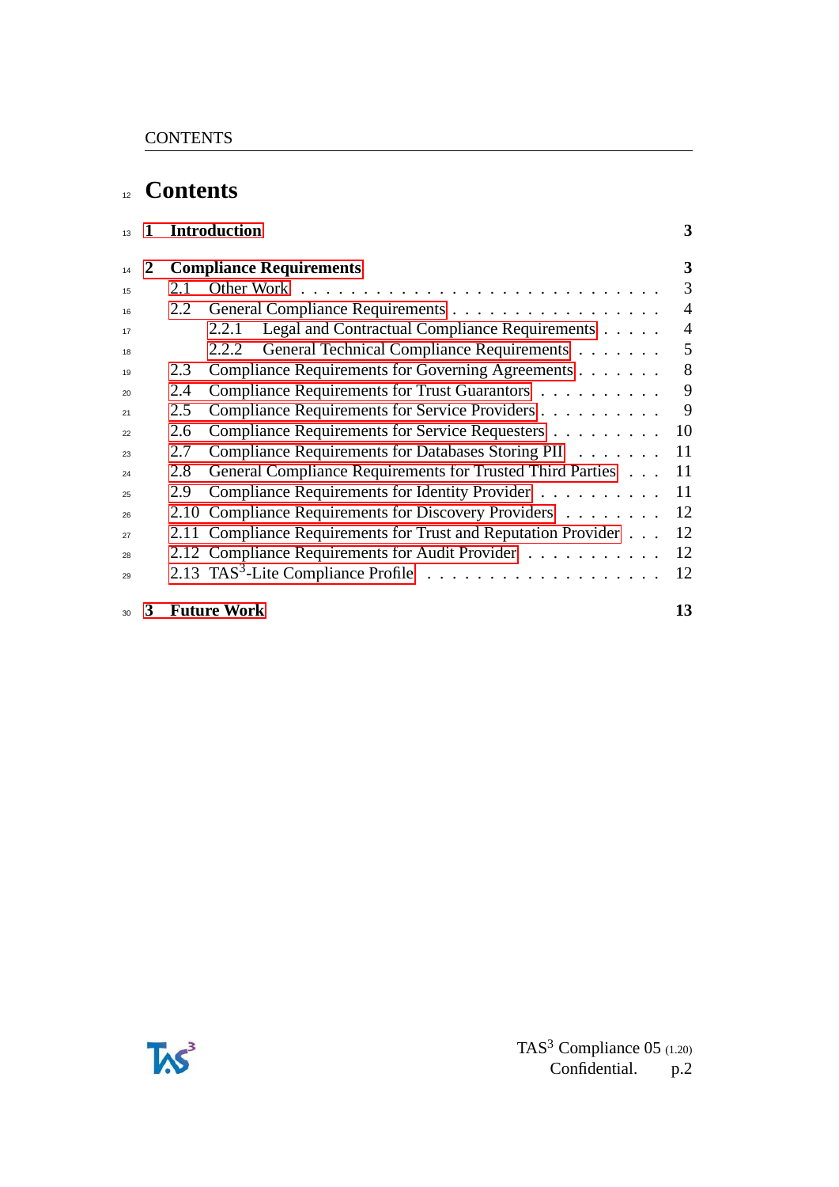# Contents

- **1 Introduction** — 3
- **2 Compliance Requirements** — 3
  - 2.1 Other Work — 3
  - 2.2 General Compliance Requirements — 4
    - 2.2.1 Legal and Contractual Compliance Requirements — 4
    - 2.2.2 General Technical Compliance Requirements — 5
  - 2.3 Compliance Requirements for Governing Agreements — 8
  - 2.4 Compliance Requirements for Trust Guarantors — 9
  - 2.5 Compliance Requirements for Service Providers — 9
  - 2.6 Compliance Requirements for Service Requesters — 10
  - 2.7 Compliance Requirements for Databases Storing PII — 11
  - 2.8 General Compliance Requirements for Trusted Third Parties — 11
  - 2.9 Compliance Requirements for Identity Provider — 11
  - 2.10 Compliance Requirements for Discovery Providers — 12
  - 2.11 Compliance Requirements for Trust and Reputation Provider — 12
  - 2.12 Compliance Requirements for Audit Provider — 12
  - 2.13 TAS$^3$-Lite Compliance Profile — 12
- **3 Future Work** — 13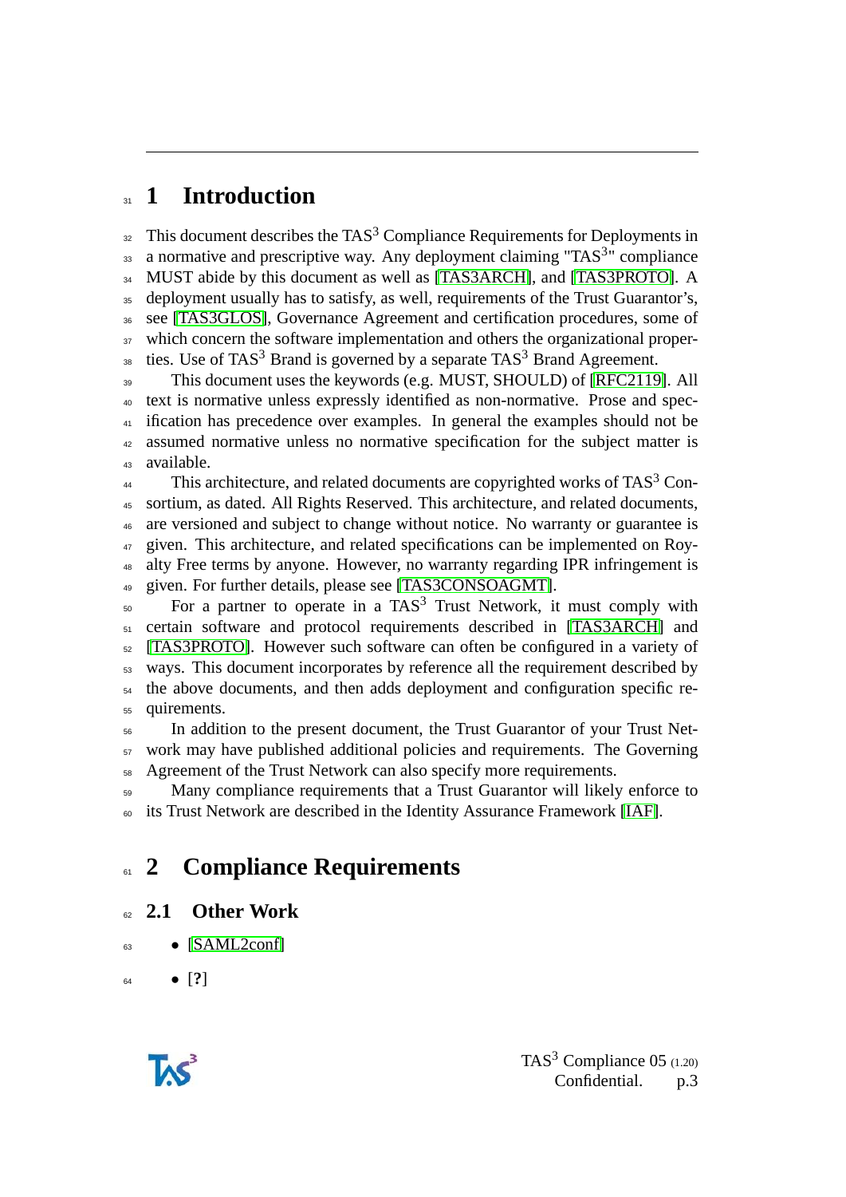# 1 Introduction

This document describes the TAS$^3$ Compliance Requirements for Deployments in a normative and prescriptive way. Any deployment claiming "TAS$^3$" compliance MUST abide by this document as well as [TAS3ARCH], and [TAS3PROTO]. A deployment usually has to satisfy, as well, requirements of the Trust Guarantor's, see [TAS3GLOS], Governance Agreement and certification procedures, some of which concern the software implementation and others the organizational properties. Use of TAS$^3$ Brand is governed by a separate TAS$^3$ Brand Agreement.

This document uses the keywords (e.g. MUST, SHOULD) of [RFC2119]. All text is normative unless expressly identified as non-normative. Prose and specification has precedence over examples. In general the examples should not be assumed normative unless no normative specification for the subject matter is available.

This architecture, and related documents are copyrighted works of TAS$^3$ Consortium, as dated. All Rights Reserved. This architecture, and related documents, are versioned and subject to change without notice. No warranty or guarantee is given. This architecture, and related specifications can be implemented on Royalty Free terms by anyone. However, no warranty regarding IPR infringement is given. For further details, please see [TAS3CONSOAGMT].

For a partner to operate in a TAS$^3$ Trust Network, it must comply with certain software and protocol requirements described in [TAS3ARCH] and [TAS3PROTO]. However such software can often be configured in a variety of ways. This document incorporates by reference all the requirement described by the above documents, and then adds deployment and configuration specific requirements.

In addition to the present document, the Trust Guarantor of your Trust Network may have published additional policies and requirements. The Governing Agreement of the Trust Network can also specify more requirements.

Many compliance requirements that a Trust Guarantor will likely enforce to its Trust Network are described in the Identity Assurance Framework [IAF].

# 2 Compliance Requirements

## 2.1 Other Work

- [SAML2conf]
- [**?**]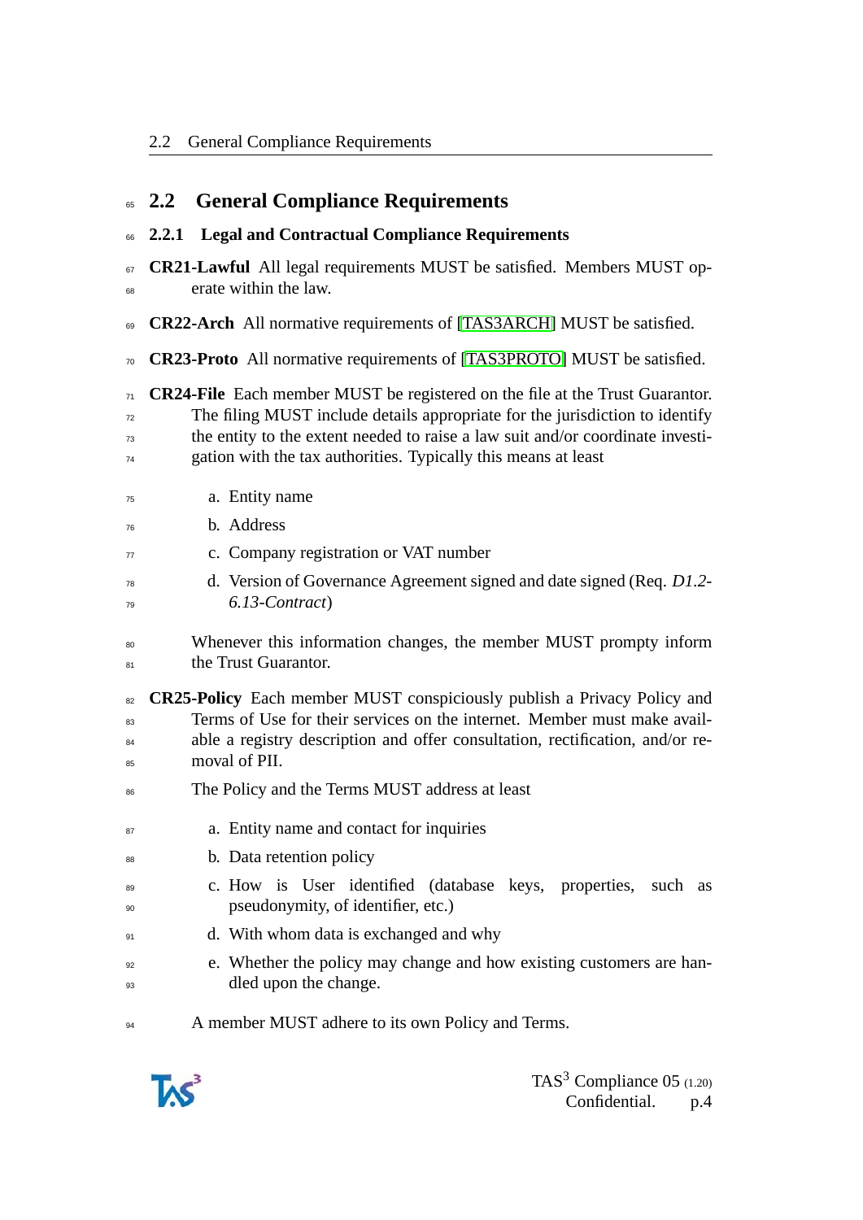## 2.2 General Compliance Requirements

### 2.2.1 Legal and Contractual Compliance Requirements

**CR21-Lawful** All legal requirements MUST be satisfied. Members MUST operate within the law.

**CR22-Arch** All normative requirements of [TAS3ARCH] MUST be satisfied.

**CR23-Proto** All normative requirements of [TAS3PROTO] MUST be satisfied.

**CR24-File** Each member MUST be registered on the file at the Trust Guarantor. The filing MUST include details appropriate for the jurisdiction to identify the entity to the extent needed to raise a law suit and/or coordinate investigation with the tax authorities. Typically this means at least

a. Entity name

b. Address

c. Company registration or VAT number

d. Version of Governance Agreement signed and date signed (Req. *D1.2-6.13-Contract*)

Whenever this information changes, the member MUST prompty inform the Trust Guarantor.

**CR25-Policy** Each member MUST conspiciously publish a Privacy Policy and Terms of Use for their services on the internet. Member must make available a registry description and offer consultation, rectification, and/or removal of PII.

The Policy and the Terms MUST address at least

a. Entity name and contact for inquiries

b. Data retention policy

c. How is User identified (database keys, properties, such as pseudonymity, of identifier, etc.)

d. With whom data is exchanged and why

e. Whether the policy may change and how existing customers are handled upon the change.

A member MUST adhere to its own Policy and Terms.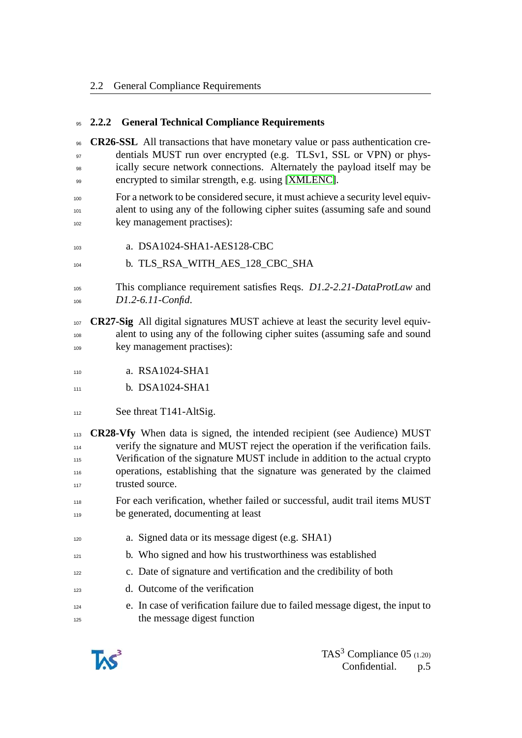### 2.2.2 General Technical Compliance Requirements

**CR26-SSL** All transactions that have monetary value or pass authentication credentials MUST run over encrypted (e.g. TLSv1, SSL or VPN) or physically secure network connections. Alternately the payload itself may be encrypted to similar strength, e.g. using [XMLENC].

For a network to be considered secure, it must achieve a security level equivalent to using any of the following cipher suites (assuming safe and sound key management practises):

a. DSA1024-SHA1-AES128-CBC

b. TLS_RSA_WITH_AES_128_CBC_SHA

This compliance requirement satisfies Reqs. *D1.2-2.21-DataProtLaw* and *D1.2-6.11-Confid*.

**CR27-Sig** All digital signatures MUST achieve at least the security level equivalent to using any of the following cipher suites (assuming safe and sound key management practises):

a. RSA1024-SHA1

b. DSA1024-SHA1

See threat T141-AltSig.

**CR28-Vfy** When data is signed, the intended recipient (see Audience) MUST verify the signature and MUST reject the operation if the verification fails. Verification of the signature MUST include in addition to the actual crypto operations, establishing that the signature was generated by the claimed trusted source.

For each verification, whether failed or successful, audit trail items MUST be generated, documenting at least

a. Signed data or its message digest (e.g. SHA1)

b. Who signed and how his trustworthiness was established

c. Date of signature and vertification and the credibility of both

d. Outcome of the verification

e. In case of verification failure due to failed message digest, the input to the message digest function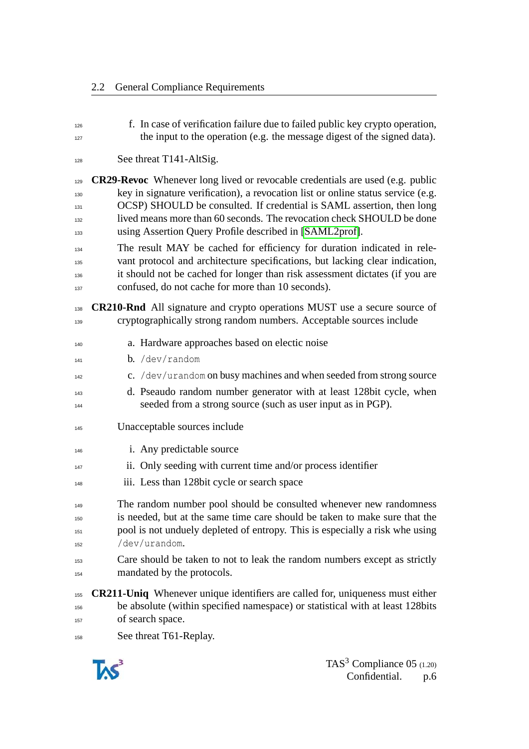f. In case of verification failure due to failed public key crypto operation, the input to the operation (e.g. the message digest of the signed data).

See threat T141-AltSig.

**CR29-Revoc** Whenever long lived or revocable credentials are used (e.g. public key in signature verification), a revocation list or online status service (e.g. OCSP) SHOULD be consulted. If credential is SAML assertion, then long lived means more than 60 seconds. The revocation check SHOULD be done using Assertion Query Profile described in [SAML2prof].

The result MAY be cached for efficiency for duration indicated in relevant protocol and architecture specifications, but lacking clear indication, it should not be cached for longer than risk assessment dictates (if you are confused, do not cache for more than 10 seconds).

**CR210-Rnd** All signature and crypto operations MUST use a secure source of cryptographically strong random numbers. Acceptable sources include

a. Hardware approaches based on electic noise

b. `/dev/random`

c. `/dev/urandom` on busy machines and when seeded from strong source

d. Pseaudo random number generator with at least 128bit cycle, when seeded from a strong source (such as user input as in PGP).

Unacceptable sources include

i. Any predictable source

ii. Only seeding with current time and/or process identifier

iii. Less than 128bit cycle or search space

The random number pool should be consulted whenever new randomness is needed, but at the same time care should be taken to make sure that the pool is not unduely depleted of entropy. This is especially a risk whe using `/dev/urandom`.

Care should be taken to not to leak the random numbers except as strictly mandated by the protocols.

**CR211-Uniq** Whenever unique identifiers are called for, uniqueness must either be absolute (within specified namespace) or statistical with at least 128bits of search space.

See threat T61-Replay.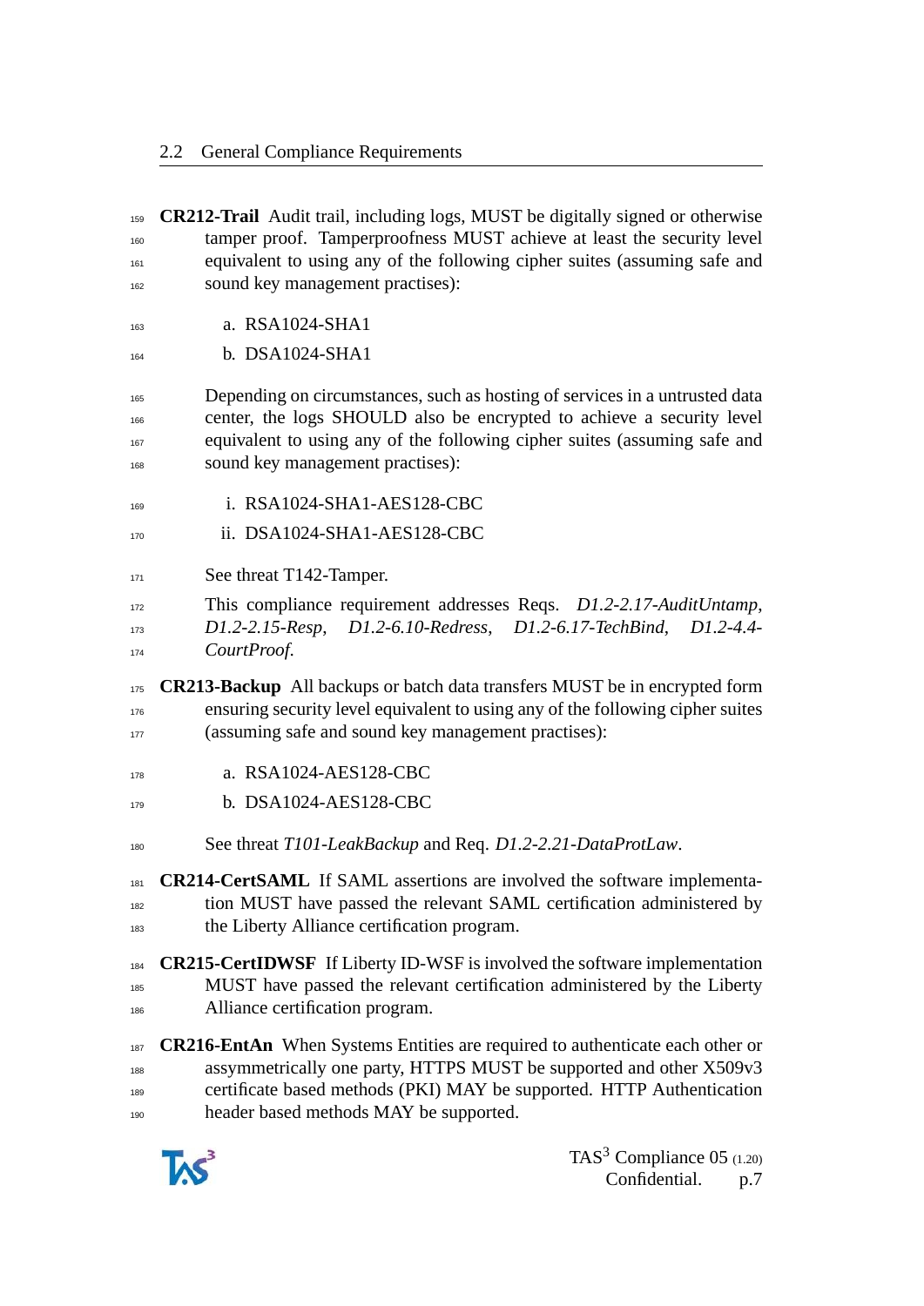**CR212-Trail** Audit trail, including logs, MUST be digitally signed or otherwise tamper proof. Tamperproofness MUST achieve at least the security level equivalent to using any of the following cipher suites (assuming safe and sound key management practises):

a. RSA1024-SHA1

b. DSA1024-SHA1

Depending on circumstances, such as hosting of services in a untrusted data center, the logs SHOULD also be encrypted to achieve a security level equivalent to using any of the following cipher suites (assuming safe and sound key management practises):

i. RSA1024-SHA1-AES128-CBC

ii. DSA1024-SHA1-AES128-CBC

See threat T142-Tamper.

This compliance requirement addresses Reqs. *D1.2-2.17-AuditUntamp*, *D1.2-2.15-Resp*, *D1.2-6.10-Redress*, *D1.2-6.17-TechBind*, *D1.2-4.4-CourtProof*.

**CR213-Backup** All backups or batch data transfers MUST be in encrypted form ensuring security level equivalent to using any of the following cipher suites (assuming safe and sound key management practises):

a. RSA1024-AES128-CBC

b. DSA1024-AES128-CBC

See threat *T101-LeakBackup* and Req. *D1.2-2.21-DataProtLaw*.

**CR214-CertSAML** If SAML assertions are involved the software implementation MUST have passed the relevant SAML certification administered by the Liberty Alliance certification program.

**CR215-CertIDWSF** If Liberty ID-WSF is involved the software implementation MUST have passed the relevant certification administered by the Liberty Alliance certification program.

**CR216-EntAn** When Systems Entities are required to authenticate each other or assymmetrically one party, HTTPS MUST be supported and other X509v3 certificate based methods (PKI) MAY be supported. HTTP Authentication header based methods MAY be supported.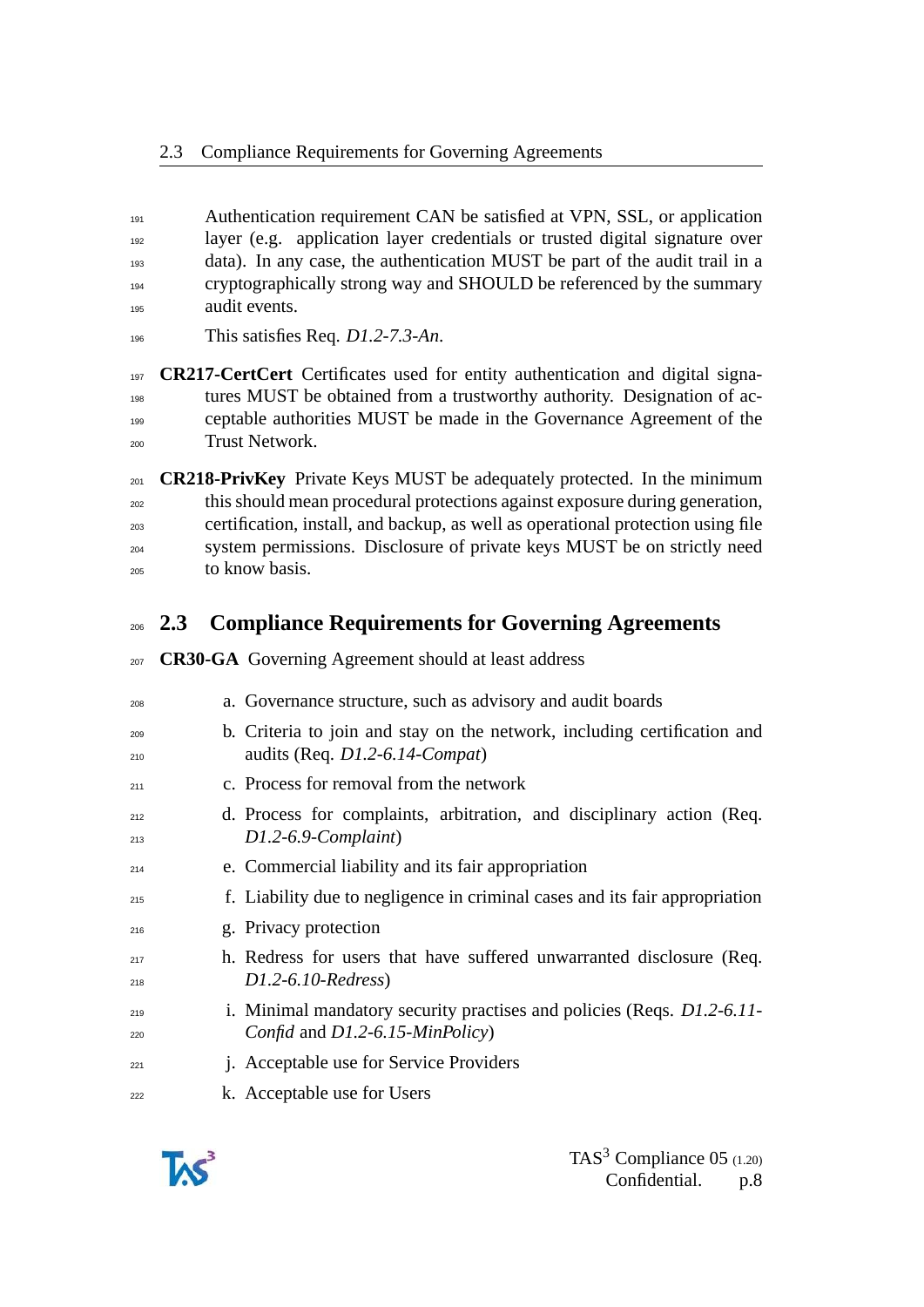Authentication requirement CAN be satisfied at VPN, SSL, or application layer (e.g. application layer credentials or trusted digital signature over data). In any case, the authentication MUST be part of the audit trail in a cryptographically strong way and SHOULD be referenced by the summary audit events.

This satisfies Req. *D1.2-7.3-An*.

**CR217-CertCert** Certificates used for entity authentication and digital signatures MUST be obtained from a trustworthy authority. Designation of acceptable authorities MUST be made in the Governance Agreement of the Trust Network.

**CR218-PrivKey** Private Keys MUST be adequately protected. In the minimum this should mean procedural protections against exposure during generation, certification, install, and backup, as well as operational protection using file system permissions. Disclosure of private keys MUST be on strictly need to know basis.

## 2.3 Compliance Requirements for Governing Agreements

**CR30-GA** Governing Agreement should at least address

a. Governance structure, such as advisory and audit boards
b. Criteria to join and stay on the network, including certification and audits (Req. *D1.2-6.14-Compat*)
c. Process for removal from the network
d. Process for complaints, arbitration, and disciplinary action (Req. *D1.2-6.9-Complaint*)
e. Commercial liability and its fair appropriation
f. Liability due to negligence in criminal cases and its fair appropriation
g. Privacy protection
h. Redress for users that have suffered unwarranted disclosure (Req. *D1.2-6.10-Redress*)
i. Minimal mandatory security practises and policies (Reqs. *D1.2-6.11-Confid* and *D1.2-6.15-MinPolicy*)
j. Acceptable use for Service Providers
k. Acceptable use for Users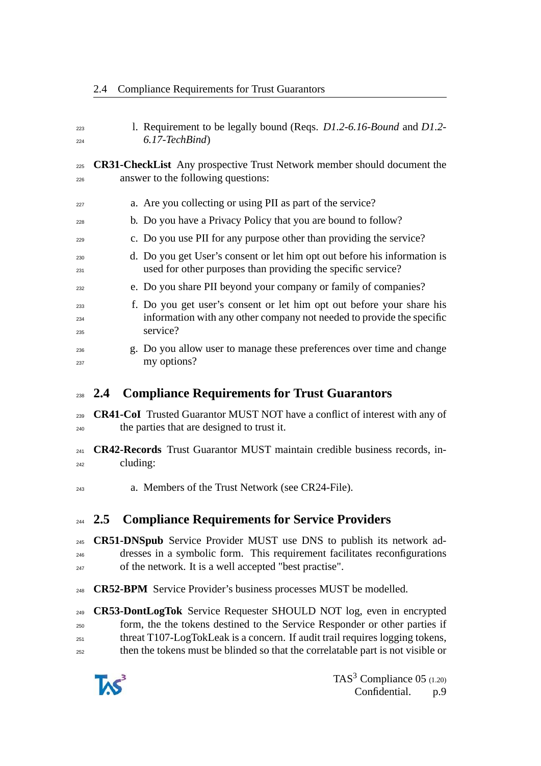l. Requirement to be legally bound (Reqs. *D1.2-6.16-Bound* and *D1.2-6.17-TechBind*)

**CR31-CheckList** Any prospective Trust Network member should document the answer to the following questions:

a. Are you collecting or using PII as part of the service?
b. Do you have a Privacy Policy that you are bound to follow?
c. Do you use PII for any purpose other than providing the service?
d. Do you get User's consent or let him opt out before his information is used for other purposes than providing the specific service?
e. Do you share PII beyond your company or family of companies?
f. Do you get user's consent or let him opt out before your share his information with any other company not needed to provide the specific service?
g. Do you allow user to manage these preferences over time and change my options?

## 2.4 Compliance Requirements for Trust Guarantors

**CR41-CoI** Trusted Guarantor MUST NOT have a conflict of interest with any of the parties that are designed to trust it.

**CR42-Records** Trust Guarantor MUST maintain credible business records, including:

a. Members of the Trust Network (see CR24-File).

## 2.5 Compliance Requirements for Service Providers

**CR51-DNSpub** Service Provider MUST use DNS to publish its network addresses in a symbolic form. This requirement facilitates reconfigurations of the network. It is a well accepted "best practise".

**CR52-BPM** Service Provider's business processes MUST be modelled.

**CR53-DontLogTok** Service Requester SHOULD NOT log, even in encrypted form, the the tokens destined to the Service Responder or other parties if threat T107-LogTokLeak is a concern. If audit trail requires logging tokens, then the tokens must be blinded so that the correlatable part is not visible or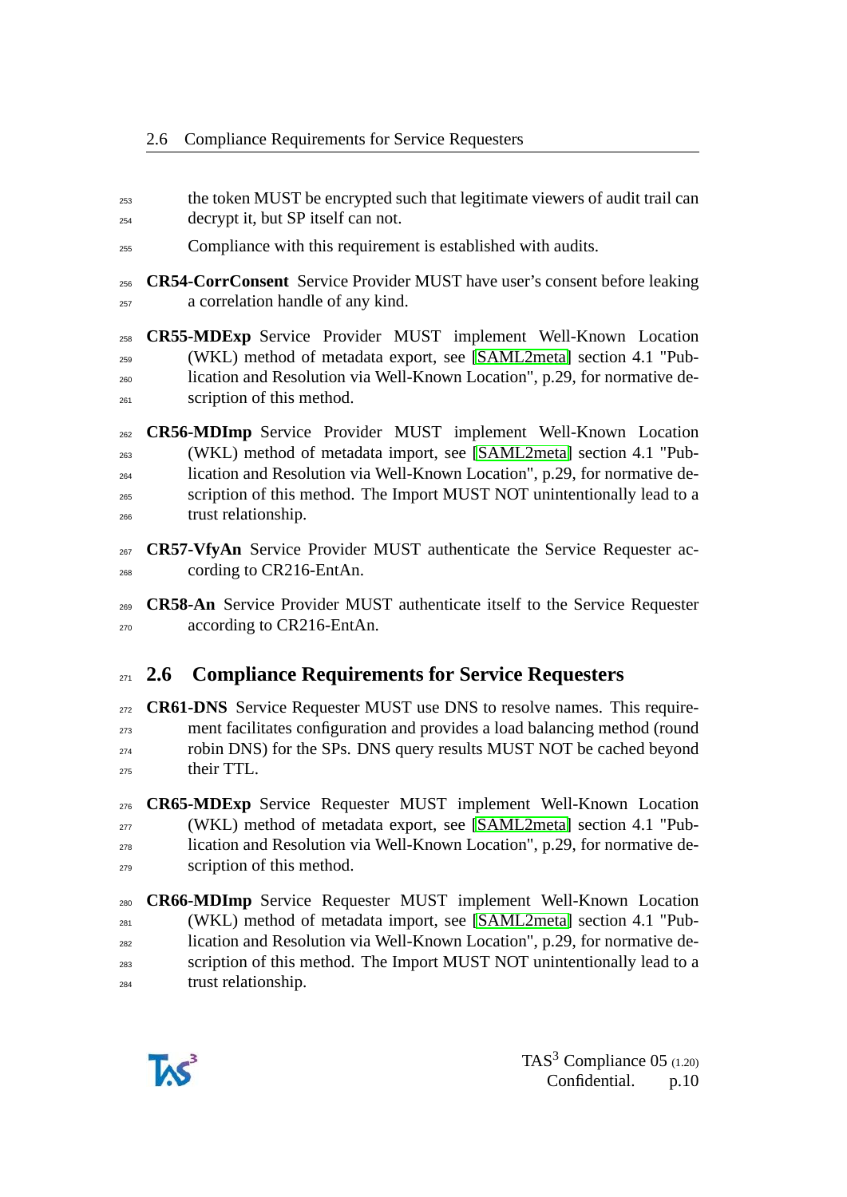the token MUST be encrypted such that legitimate viewers of audit trail can decrypt it, but SP itself can not.

Compliance with this requirement is established with audits.

**CR54-CorrConsent** Service Provider MUST have user's consent before leaking a correlation handle of any kind.

**CR55-MDExp** Service Provider MUST implement Well-Known Location (WKL) method of metadata export, see [SAML2meta] section 4.1 "Publication and Resolution via Well-Known Location", p.29, for normative description of this method.

**CR56-MDImp** Service Provider MUST implement Well-Known Location (WKL) method of metadata import, see [SAML2meta] section 4.1 "Publication and Resolution via Well-Known Location", p.29, for normative description of this method. The Import MUST NOT unintentionally lead to a trust relationship.

**CR57-VfyAn** Service Provider MUST authenticate the Service Requester according to CR216-EntAn.

**CR58-An** Service Provider MUST authenticate itself to the Service Requester according to CR216-EntAn.

## 2.6 Compliance Requirements for Service Requesters

**CR61-DNS** Service Requester MUST use DNS to resolve names. This requirement facilitates configuration and provides a load balancing method (round robin DNS) for the SPs. DNS query results MUST NOT be cached beyond their TTL.

**CR65-MDExp** Service Requester MUST implement Well-Known Location (WKL) method of metadata export, see [SAML2meta] section 4.1 "Publication and Resolution via Well-Known Location", p.29, for normative description of this method.

**CR66-MDImp** Service Requester MUST implement Well-Known Location (WKL) method of metadata import, see [SAML2meta] section 4.1 "Publication and Resolution via Well-Known Location", p.29, for normative description of this method. The Import MUST NOT unintentionally lead to a trust relationship.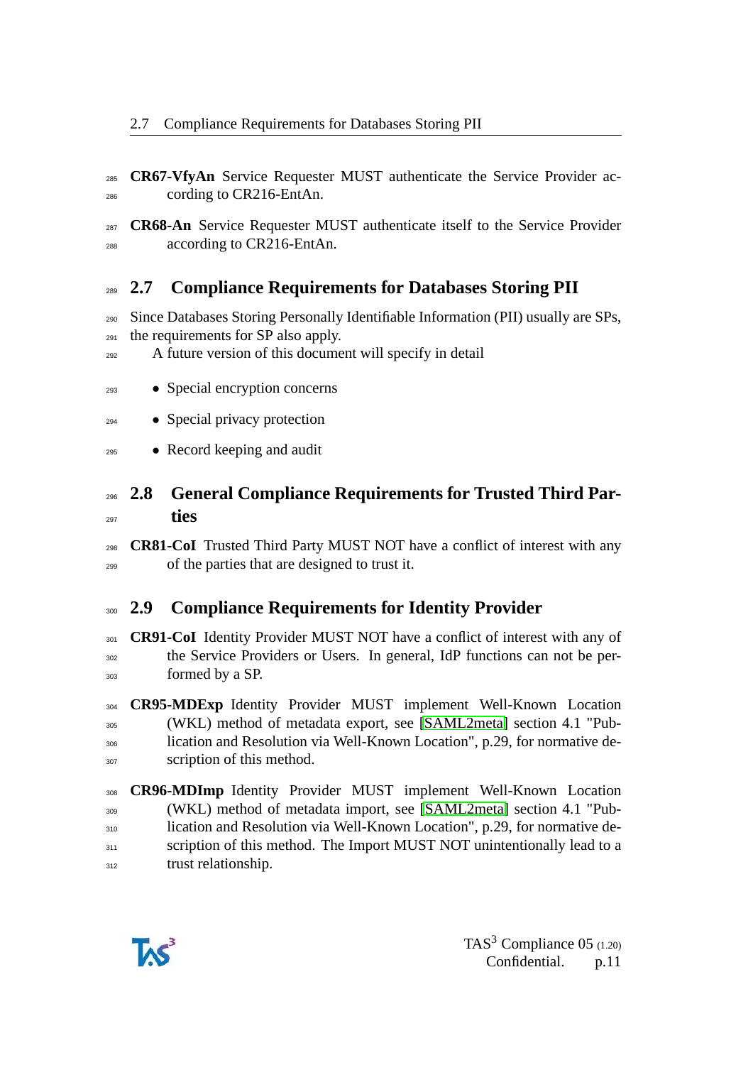**CR67-VfyAn** Service Requester MUST authenticate the Service Provider according to CR216-EntAn.

**CR68-An** Service Requester MUST authenticate itself to the Service Provider according to CR216-EntAn.

## 2.7 Compliance Requirements for Databases Storing PII

Since Databases Storing Personally Identifiable Information (PII) usually are SPs, the requirements for SP also apply.

A future version of this document will specify in detail

- Special encryption concerns
- Special privacy protection
- Record keeping and audit

## 2.8 General Compliance Requirements for Trusted Third Parties

**CR81-CoI** Trusted Third Party MUST NOT have a conflict of interest with any of the parties that are designed to trust it.

## 2.9 Compliance Requirements for Identity Provider

**CR91-CoI** Identity Provider MUST NOT have a conflict of interest with any of the Service Providers or Users. In general, IdP functions can not be performed by a SP.

**CR95-MDExp** Identity Provider MUST implement Well-Known Location (WKL) method of metadata export, see [SAML2meta] section 4.1 "Publication and Resolution via Well-Known Location", p.29, for normative description of this method.

**CR96-MDImp** Identity Provider MUST implement Well-Known Location (WKL) method of metadata import, see [SAML2meta] section 4.1 "Publication and Resolution via Well-Known Location", p.29, for normative description of this method. The Import MUST NOT unintentionally lead to a trust relationship.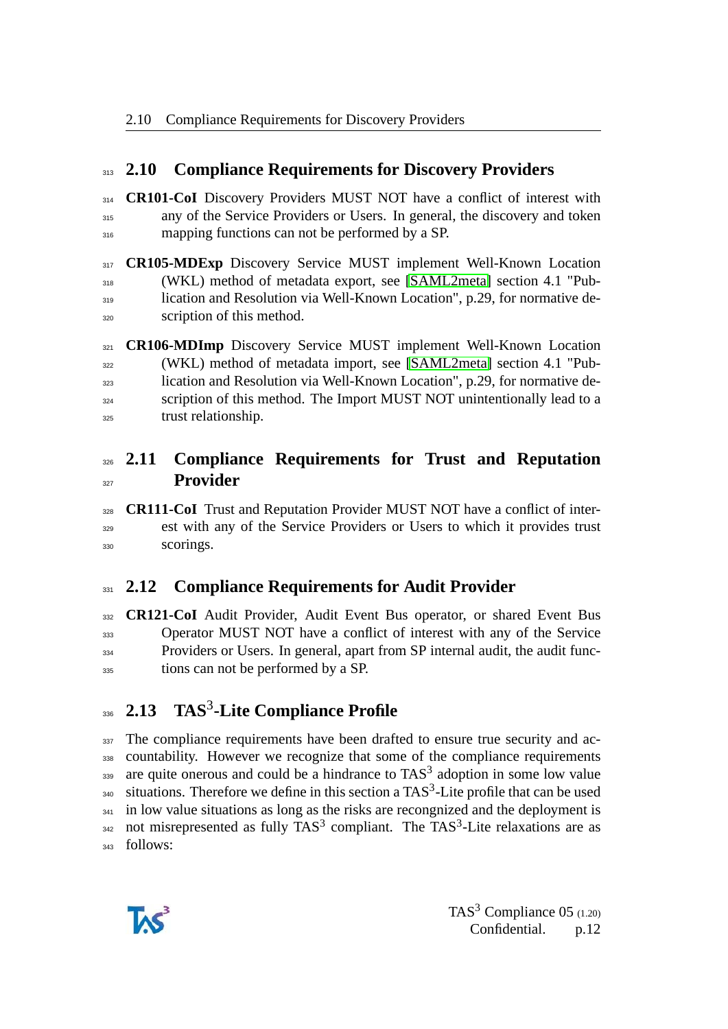## 2.10 Compliance Requirements for Discovery Providers

**CR101-CoI** Discovery Providers MUST NOT have a conflict of interest with any of the Service Providers or Users. In general, the discovery and token mapping functions can not be performed by a SP.

**CR105-MDExp** Discovery Service MUST implement Well-Known Location (WKL) method of metadata export, see [SAML2meta] section 4.1 "Publication and Resolution via Well-Known Location", p.29, for normative description of this method.

**CR106-MDImp** Discovery Service MUST implement Well-Known Location (WKL) method of metadata import, see [SAML2meta] section 4.1 "Publication and Resolution via Well-Known Location", p.29, for normative description of this method. The Import MUST NOT unintentionally lead to a trust relationship.

## 2.11 Compliance Requirements for Trust and Reputation Provider

**CR111-CoI** Trust and Reputation Provider MUST NOT have a conflict of interest with any of the Service Providers or Users to which it provides trust scorings.

## 2.12 Compliance Requirements for Audit Provider

**CR121-CoI** Audit Provider, Audit Event Bus operator, or shared Event Bus Operator MUST NOT have a conflict of interest with any of the Service Providers or Users. In general, apart from SP internal audit, the audit functions can not be performed by a SP.

## 2.13 TAS$^3$-Lite Compliance Profile

The compliance requirements have been drafted to ensure true security and accountability. However we recognize that some of the compliance requirements are quite onerous and could be a hindrance to TAS$^3$ adoption in some low value situations. Therefore we define in this section a TAS$^3$-Lite profile that can be used in low value situations as long as the risks are recognized and the deployment is not misrepresented as fully TAS$^3$ compliant. The TAS$^3$-Lite relaxations are as follows: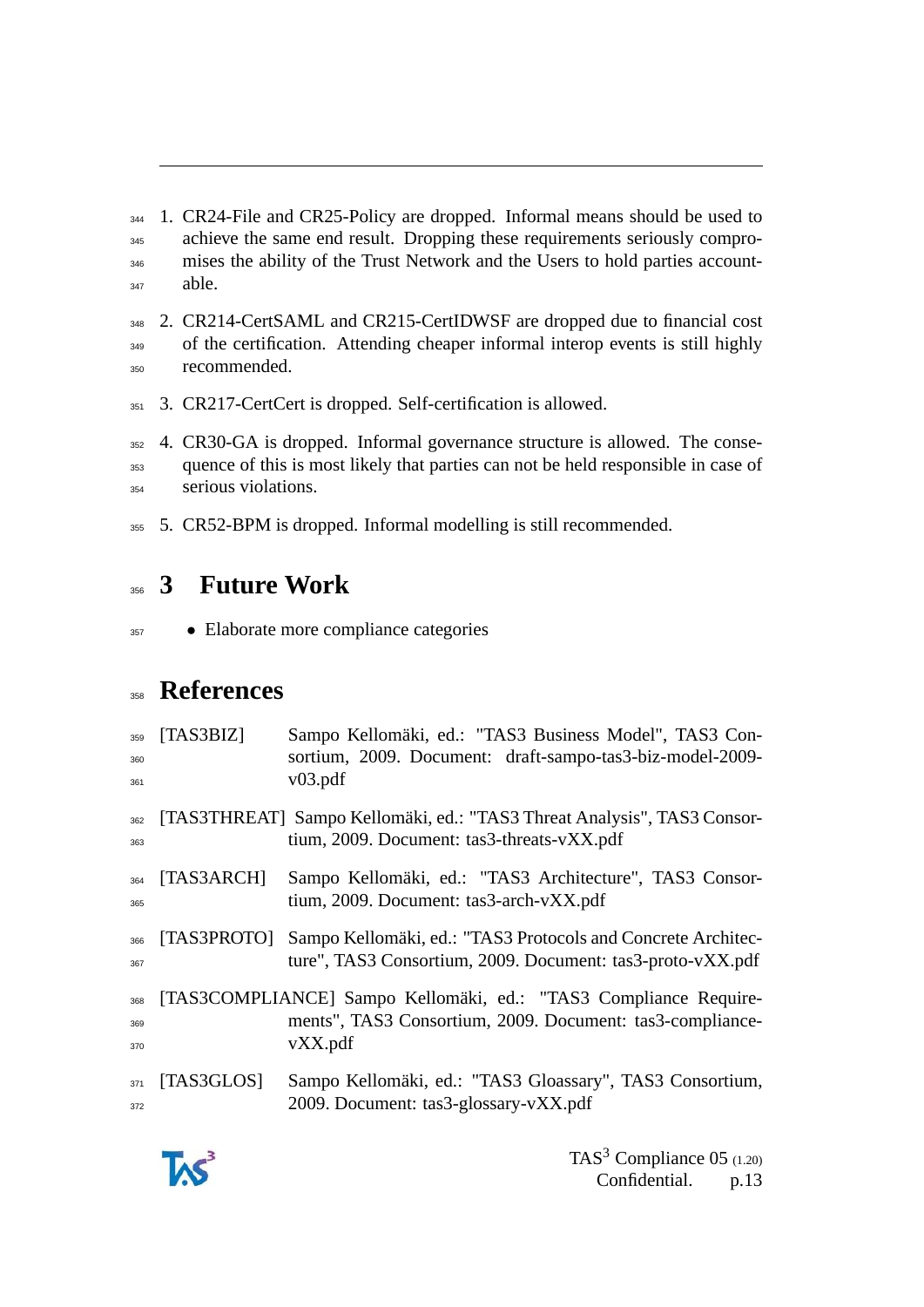1. CR24-File and CR25-Policy are dropped. Informal means should be used to achieve the same end result. Dropping these requirements seriously compromises the ability of the Trust Network and the Users to hold parties accountable.

2. CR214-CertSAML and CR215-CertIDWSF are dropped due to financial cost of the certification. Attending cheaper informal interop events is still highly recommended.

3. CR217-CertCert is dropped. Self-certification is allowed.

4. CR30-GA is dropped. Informal governance structure is allowed. The consequence of this is most likely that parties can not be held responsible in case of serious violations.

5. CR52-BPM is dropped. Informal modelling is still recommended.

# 3 Future Work

- Elaborate more compliance categories

# References

[TAS3BIZ] Sampo Kellomäki, ed.: "TAS3 Business Model", TAS3 Consortium, 2009. Document: draft-sampo-tas3-biz-model-2009-v03.pdf

[TAS3THREAT] Sampo Kellomäki, ed.: "TAS3 Threat Analysis", TAS3 Consortium, 2009. Document: tas3-threats-vXX.pdf

[TAS3ARCH] Sampo Kellomäki, ed.: "TAS3 Architecture", TAS3 Consortium, 2009. Document: tas3-arch-vXX.pdf

[TAS3PROTO] Sampo Kellomäki, ed.: "TAS3 Protocols and Concrete Architecture", TAS3 Consortium, 2009. Document: tas3-proto-vXX.pdf

[TAS3COMPLIANCE] Sampo Kellomäki, ed.: "TAS3 Compliance Requirements", TAS3 Consortium, 2009. Document: tas3-compliance-vXX.pdf

[TAS3GLOS] Sampo Kellomäki, ed.: "TAS3 Gloassary", TAS3 Consortium, 2009. Document: tas3-glossary-vXX.pdf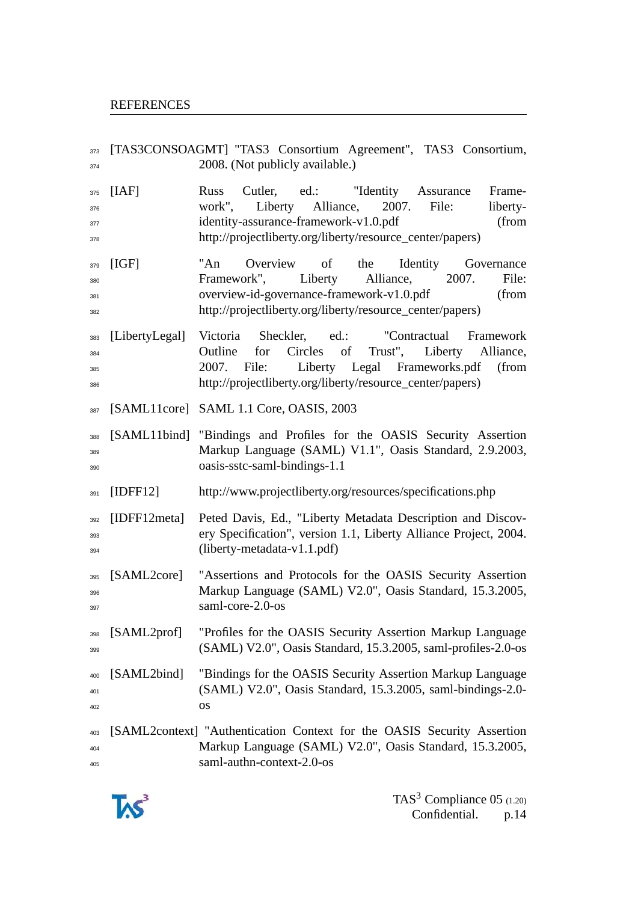- [TAS3CONSOAGMT] "TAS3 Consortium Agreement", TAS3 Consortium, 2008. (Not publicly available.)
- [IAF] Russ Cutler, ed.: "Identity Assurance Framework", Liberty Alliance, 2007. File: liberty-identity-assurance-framework-v1.0.pdf (from http://projectliberty.org/liberty/resource_center/papers)
- [IGF] "An Overview of the Identity Governance Framework", Liberty Alliance, 2007. File: overview-id-governance-framework-v1.0.pdf (from http://projectliberty.org/liberty/resource_center/papers)
- [LibertyLegal] Victoria Sheckler, ed.: "Contractual Framework Outline for Circles of Trust", Liberty Alliance, 2007. File: Liberty Legal Frameworks.pdf (from http://projectliberty.org/liberty/resource_center/papers)
- [SAML11core] SAML 1.1 Core, OASIS, 2003
- [SAML11bind] "Bindings and Profiles for the OASIS Security Assertion Markup Language (SAML) V1.1", Oasis Standard, 2.9.2003, oasis-sstc-saml-bindings-1.1
- [IDFF12] http://www.projectliberty.org/resources/specifications.php
- [IDFF12meta] Peted Davis, Ed., "Liberty Metadata Description and Discovery Specification", version 1.1, Liberty Alliance Project, 2004. (liberty-metadata-v1.1.pdf)
- [SAML2core] "Assertions and Protocols for the OASIS Security Assertion Markup Language (SAML) V2.0", Oasis Standard, 15.3.2005, saml-core-2.0-os
- [SAML2prof] "Profiles for the OASIS Security Assertion Markup Language (SAML) V2.0", Oasis Standard, 15.3.2005, saml-profiles-2.0-os
- [SAML2bind] "Bindings for the OASIS Security Assertion Markup Language (SAML) V2.0", Oasis Standard, 15.3.2005, saml-bindings-2.0-os
- [SAML2context] "Authentication Context for the OASIS Security Assertion Markup Language (SAML) V2.0", Oasis Standard, 15.3.2005, saml-authn-context-2.0-os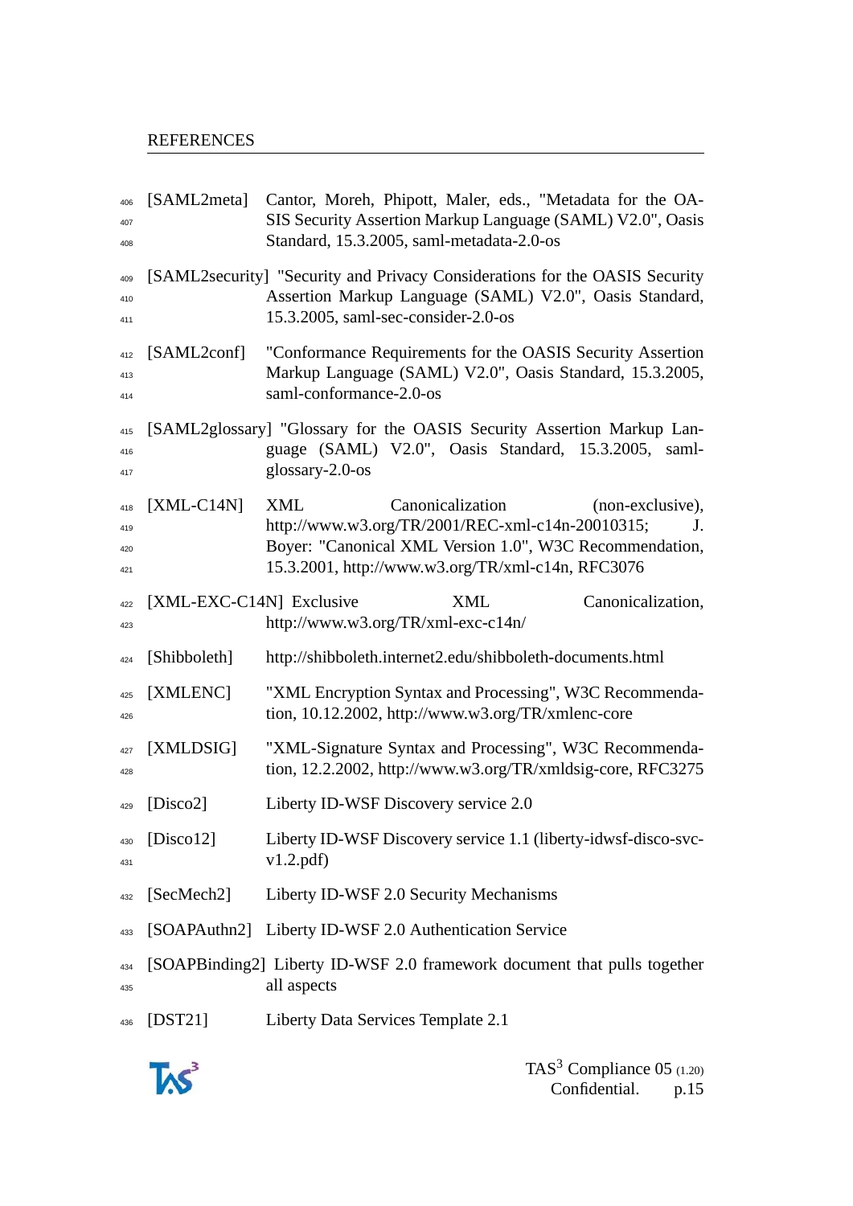[SAML2meta] Cantor, Moreh, Phipott, Maler, eds., "Metadata for the OASIS Security Assertion Markup Language (SAML) V2.0", Oasis Standard, 15.3.2005, saml-metadata-2.0-os

[SAML2security] "Security and Privacy Considerations for the OASIS Security Assertion Markup Language (SAML) V2.0", Oasis Standard, 15.3.2005, saml-sec-consider-2.0-os

[SAML2conf] "Conformance Requirements for the OASIS Security Assertion Markup Language (SAML) V2.0", Oasis Standard, 15.3.2005, saml-conformance-2.0-os

[SAML2glossary] "Glossary for the OASIS Security Assertion Markup Language (SAML) V2.0", Oasis Standard, 15.3.2005, saml-glossary-2.0-os

[XML-C14N] XML Canonicalization (non-exclusive), http://www.w3.org/TR/2001/REC-xml-c14n-20010315; J. Boyer: "Canonical XML Version 1.0", W3C Recommendation, 15.3.2001, http://www.w3.org/TR/xml-c14n, RFC3076

[XML-EXC-C14N] Exclusive XML Canonicalization, http://www.w3.org/TR/xml-exc-c14n/

[Shibboleth] http://shibboleth.internet2.edu/shibboleth-documents.html

[XMLENC] "XML Encryption Syntax and Processing", W3C Recommendation, 10.12.2002, http://www.w3.org/TR/xmlenc-core

[XMLDSIG] "XML-Signature Syntax and Processing", W3C Recommendation, 12.2.2002, http://www.w3.org/TR/xmldsig-core, RFC3275

[Disco2] Liberty ID-WSF Discovery service 2.0

[Disco12] Liberty ID-WSF Discovery service 1.1 (liberty-idwsf-disco-svc-v1.2.pdf)

[SecMech2] Liberty ID-WSF 2.0 Security Mechanisms

[SOAPAuthn2] Liberty ID-WSF 2.0 Authentication Service

[SOAPBinding2] Liberty ID-WSF 2.0 framework document that pulls together all aspects

[DST21] Liberty Data Services Template 2.1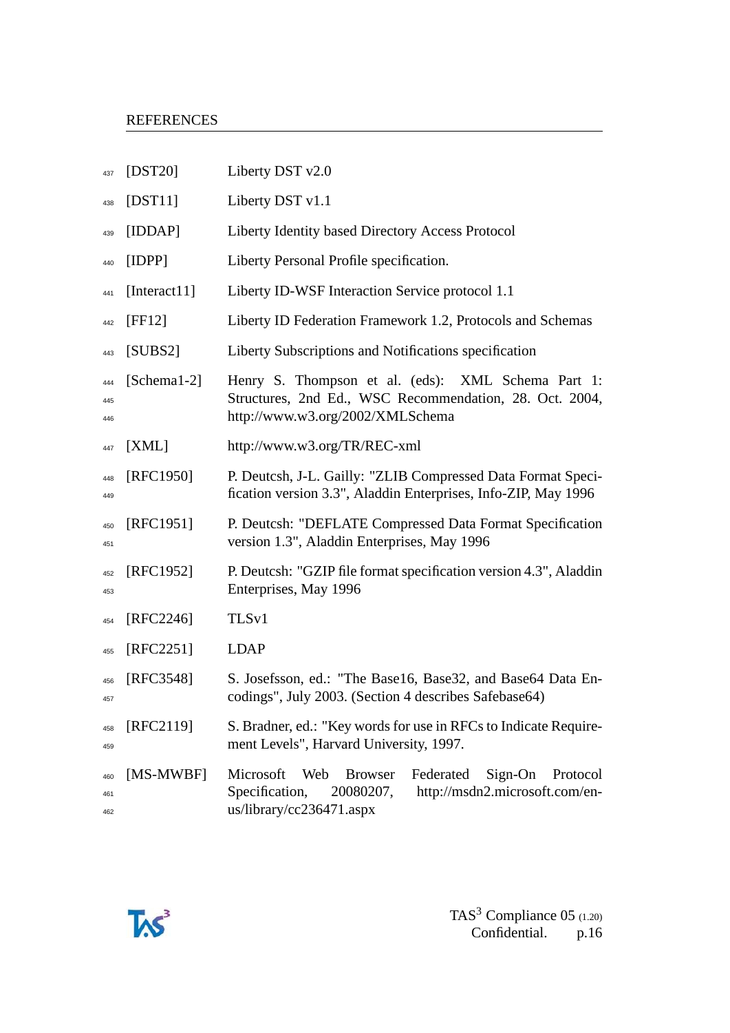| | |
|---|---|
| [DST20] | Liberty DST v2.0 |
| [DST11] | Liberty DST v1.1 |
| [IDDAP] | Liberty Identity based Directory Access Protocol |
| [IDPP] | Liberty Personal Profile specification. |
| [Interact11] | Liberty ID-WSF Interaction Service protocol 1.1 |
| [FF12] | Liberty ID Federation Framework 1.2, Protocols and Schemas |
| [SUBS2] | Liberty Subscriptions and Notifications specification |
| [Schema1-2] | Henry S. Thompson et al. (eds): XML Schema Part 1: Structures, 2nd Ed., WSC Recommendation, 28. Oct. 2004, http://www.w3.org/2002/XMLSchema |
| [XML] | http://www.w3.org/TR/REC-xml |
| [RFC1950] | P. Deutcsh, J-L. Gailly: "ZLIB Compressed Data Format Specification version 3.3", Aladdin Enterprises, Info-ZIP, May 1996 |
| [RFC1951] | P. Deutcsh: "DEFLATE Compressed Data Format Specification version 1.3", Aladdin Enterprises, May 1996 |
| [RFC1952] | P. Deutcsh: "GZIP file format specification version 4.3", Aladdin Enterprises, May 1996 |
| [RFC2246] | TLSv1 |
| [RFC2251] | LDAP |
| [RFC3548] | S. Josefsson, ed.: "The Base16, Base32, and Base64 Data Encodings", July 2003. (Section 4 describes Safebase64) |
| [RFC2119] | S. Bradner, ed.: "Key words for use in RFCs to Indicate Requirement Levels", Harvard University, 1997. |
| [MS-MWBF] | Microsoft Web Browser Federated Sign-On Protocol Specification, 20080207, http://msdn2.microsoft.com/en-us/library/cc236471.aspx |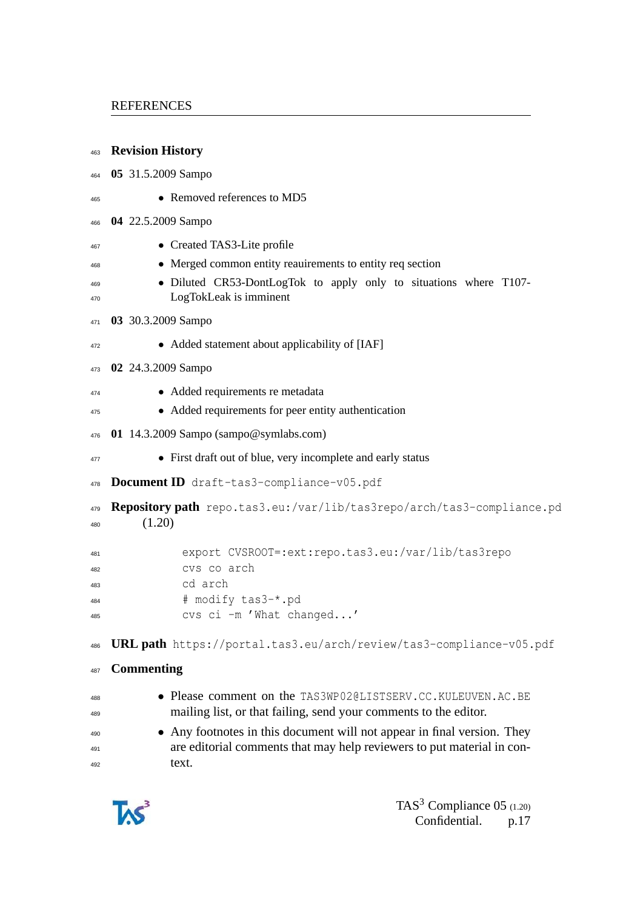**Revision History**

**05** 31.5.2009 Sampo

- Removed references to MD5

**04** 22.5.2009 Sampo

- Created TAS3-Lite profile
- Merged common entity reauirements to entity req section
- Diluted CR53-DontLogTok to apply only to situations where T107-LogTokLeak is imminent

**03** 30.3.2009 Sampo

- Added statement about applicability of [IAF]

**02** 24.3.2009 Sampo

- Added requirements re metadata
- Added requirements for peer entity authentication

**01** 14.3.2009 Sampo (sampo@symlabs.com)

- First draft out of blue, very incomplete and early status

**Document ID** `draft-tas3-compliance-v05.pdf`

**Repository path** `repo.tas3.eu:/var/lib/tas3repo/arch/tas3-compliance.pd` (1.20)

```
export CVSROOT=:ext:repo.tas3.eu:/var/lib/tas3repo
cvs co arch
cd arch
# modify tas3-*.pd
cvs ci -m 'What changed...'
```

**URL path** `https://portal.tas3.eu/arch/review/tas3-compliance-v05.pdf`

**Commenting**

- Please comment on the `TAS3WP02@LISTSERV.CC.KULEUVEN.AC.BE` mailing list, or that failing, send your comments to the editor.
- Any footnotes in this document will not appear in final version. They are editorial comments that may help reviewers to put material in context.